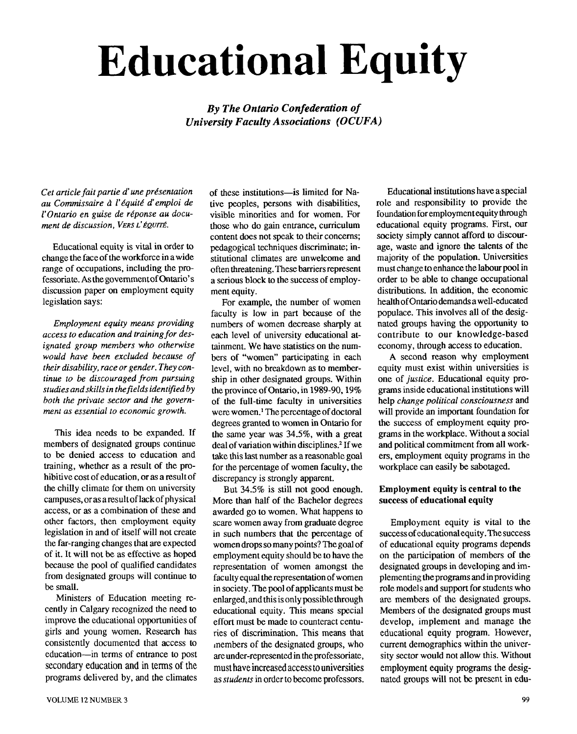# Educational Equity

***By The Ontario Confederation of University Faculty Associations (OCUFA)***

*Cet article fait partie d'une présentation au Commissaire à l'équité d'emploi de l'Ontario en guise de réponse au document de discussion, VERS L'ÉQUITÉ.*

Educational equity is vital in order to change the face of the workforce in a wide range of occupations, including the professoriate. As the government of Ontario's discussion paper on employment equity legislation says:

> *Employment equity means providing access to education and training for designated group members who otherwise would have been excluded because of their disability, race or gender. They continue to be discouraged from pursuing studies and skills in the fields identified by both the private sector and the government as essential to economic growth.*

This idea needs to be expanded. If members of designated groups continue to be denied access to education and training, whether as a result of the prohibitive cost of education, or as a result of the chilly climate for them on university campuses, or as a result of lack of physical access, or as a combination of these and other factors, then employment equity legislation in and of itself will not create the far-ranging changes that are expected of it. It will not be as effective as hoped because the pool of qualified candidates from designated groups will continue to be small.

Ministers of Education meeting recently in Calgary recognized the need to improve the educational opportunities of girls and young women. Research has consistently documented that access to education—in terms of entrance to post secondary education and in terms of the programs delivered by, and the climates of these institutions—is limited for Native peoples, persons with disabilities, visible minorities and for women. For those who do gain entrance, curriculum content does not speak to their concerns; pedagogical techniques discriminate; institutional climates are unwelcome and often threatening. These barriers represent a serious block to the success of employment equity.

For example, the number of women faculty is low in part because of the numbers of women decrease sharply at each level of university educational attainment. We have statistics on the numbers of "women" participating in each level, with no breakdown as to membership in other designated groups. Within the province of Ontario, in 1989-90, 19% of the full-time faculty in universities were women.[1] The percentage of doctoral degrees granted to women in Ontario for the same year was 34.5%, with a great deal of variation within disciplines.[2] If we take this last number as a reasonable goal for the percentage of women faculty, the discrepancy is strongly apparent.

But 34.5% is still not good enough. More than half of the Bachelor degrees awarded go to women. What happens to scare women away from graduate degree in such numbers that the percentage of women drops so many points? The goal of employment equity should be to have the representation of women amongst the faculty equal the representation of women in society. The pool of applicants must be enlarged, and this is only possible through educational equity. This means special effort must be made to counteract centuries of discrimination. This means that members of the designated groups, who are under-represented in the professoriate, must have increased access to universities as *students* in order to become professors.

Educational institutions have a special role and responsibility to provide the foundation for employment equity through educational equity programs. First, our society simply cannot afford to discourage, waste and ignore the talents of the majority of the population. Universities must change to enhance the labour pool in order to be able to change occupational distributions. In addition, the economic health of Ontario demands a well-educated populace. This involves all of the designated groups having the opportunity to contribute to our knowledge-based economy, through access to education.

A second reason why employment equity must exist within universities is one of *justice*. Educational equity programs inside educational institutions will help *change political consciousness* and will provide an important foundation for the success of employment equity programs in the workplace. Without a social and political commitment from all workers, employment equity programs in the workplace can easily be sabotaged.

### Employment equity is central to the success of educational equity

Employment equity is vital to the success of educational equity. The success of educational equity programs depends on the participation of members of the designated groups in developing and implementing the programs and in providing role models and support for students who are members of the designated groups. Members of the designated groups must develop, implement and manage the educational equity program. However, current demographics within the university sector would not allow this. Without employment equity programs the designated groups will not be present in edu-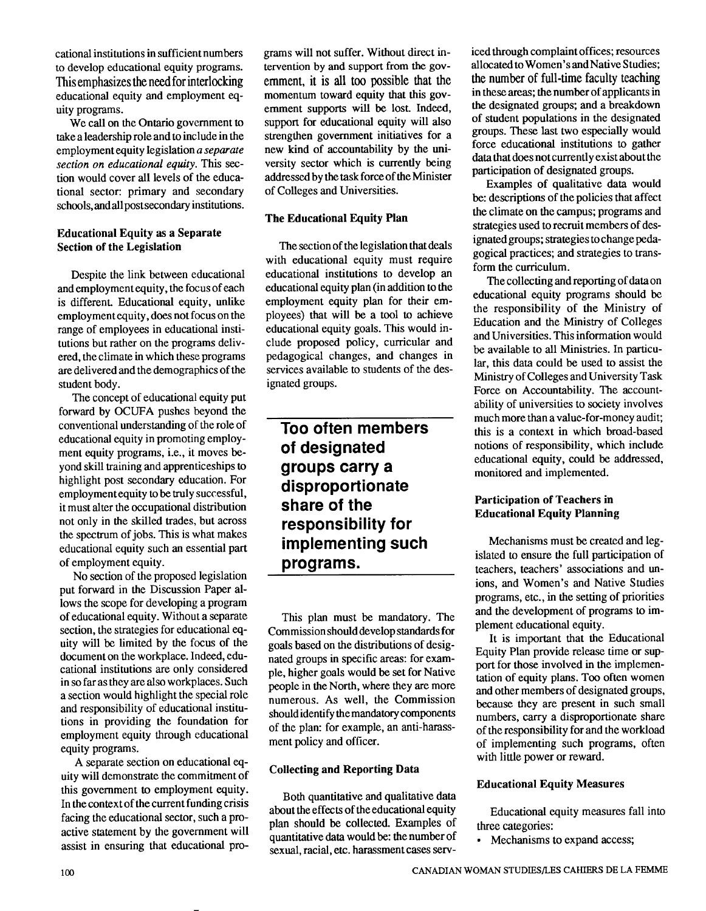cational institutions in sufficient numbers to develop educational equity programs. This emphasizes the need for interlocking educational equity and employment equity programs.

We call on the Ontario government to take a leadership role and to include in the employment equity legislation *a separate section on educational equity*. This section would cover all levels of the educational sector: primary and secondary schools, and all postsecondary institutions.

### Educational Equity as a Separate Section of the Legislation

Despite the link between educational and employment equity, the focus of each is different. Educational equity, unlike employment equity, does not focus on the range of employees in educational institutions but rather on the programs delivered, the climate in which these programs are delivered and the demographics of the student body.

The concept of educational equity put forward by OCUFA pushes beyond the conventional understanding of the role of educational equity in promoting employment equity programs, i.e., it moves beyond skill training and apprenticeships to highlight post secondary education. For employment equity to be truly successful, it must alter the occupational distribution not only in the skilled trades, but across the spectrum of jobs. This is what makes educational equity such an essential part of employment equity.

No section of the proposed legislation put forward in the Discussion Paper allows the scope for developing a program of educational equity. Without a separate section, the strategies for educational equity will be limited by the focus of the document on the workplace. Indeed, educational institutions are only considered in so far as they are also workplaces. Such a section would highlight the special role and responsibility of educational institutions in providing the foundation for employment equity through educational equity programs.

A separate section on educational equity will demonstrate the commitment of this government to employment equity. In the context of the current funding crisis facing the educational sector, such a proactive statement by the government will assist in ensuring that educational programs will not suffer. Without direct intervention by and support from the government, it is all too possible that the momentum toward equity that this government supports will be lost. Indeed, support for educational equity will also strengthen government initiatives for a new kind of accountability by the university sector which is currently being addressed by the task force of the Minister of Colleges and Universities.

### The Educational Equity Plan

The section of the legislation that deals with educational equity must require educational institutions to develop an educational equity plan (in addition to the employment equity plan for their employees) that will be a tool to achieve educational equity goals. This would include proposed policy, curricular and pedagogical changes, and changes in services available to students of the designated groups.

**Too often members of designated groups carry a disproportionate share of the responsibility for implementing such programs.**

This plan must be mandatory. The Commission should develop standards for goals based on the distributions of designated groups in specific areas: for example, higher goals would be set for Native people in the North, where they are more numerous. As well, the Commission should identify the mandatory components of the plan: for example, an anti-harassment policy and officer.

### Collecting and Reporting Data

Both quantitative and qualitative data about the effects of the educational equity plan should be collected. Examples of quantitative data would be: the number of sexual, racial, etc. harassment cases serviced through complaint offices; resources allocated to Women's and Native Studies; the number of full-time faculty teaching in these areas; the number of applicants in the designated groups; and a breakdown of student populations in the designated groups. These last two especially would force educational institutions to gather data that does not currently exist about the participation of designated groups.

Examples of qualitative data would be: descriptions of the policies that affect the climate on the campus; programs and strategies used to recruit members of designated groups; strategies to change pedagogical practices; and strategies to transform the curriculum.

The collecting and reporting of data on educational equity programs should be the responsibility of the Ministry of Education and the Ministry of Colleges and Universities. This information would be available to all Ministries. In particular, this data could be used to assist the Ministry of Colleges and University Task Force on Accountability. The accountability of universities to society involves much more than a value-for-money audit; this is a context in which broad-based notions of responsibility, which include educational equity, could be addressed, monitored and implemented.

### Participation of Teachers in Educational Equity Planning

Mechanisms must be created and legislated to ensure the full participation of teachers, teachers' associations and unions, and Women's and Native Studies programs, etc., in the setting of priorities and the development of programs to implement educational equity.

It is important that the Educational Equity Plan provide release time or support for those involved in the implementation of equity plans. Too often women and other members of designated groups, because they are present in such small numbers, carry a disproportionate share of the responsibility for and the workload of implementing such programs, often with little power or reward.

### Educational Equity Measures

Educational equity measures fall into three categories:

- Mechanisms to expand access;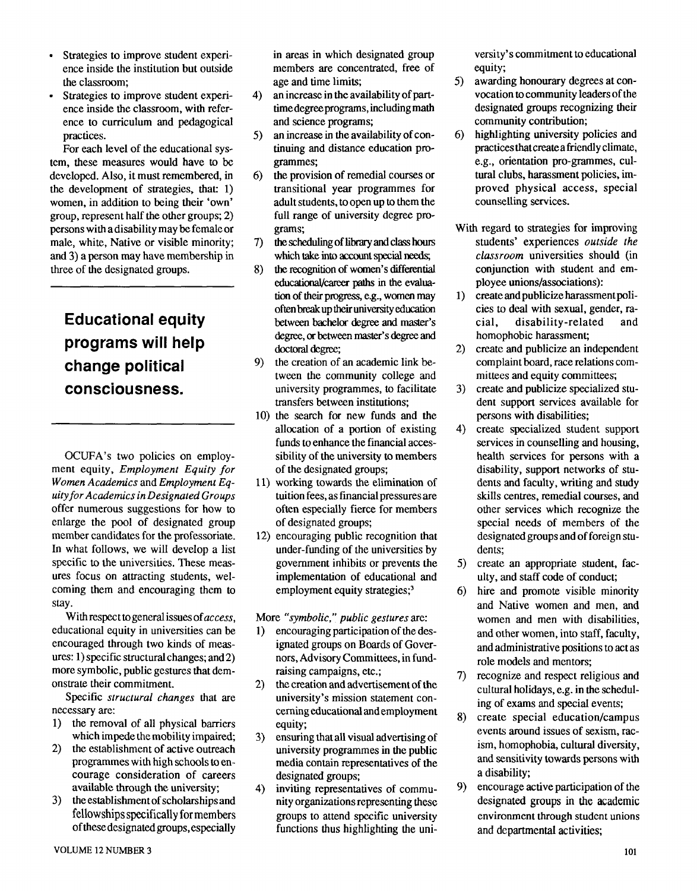- Strategies to improve student experience inside the institution but outside the classroom;
- Strategies to improve student experience inside the classroom, with reference to curriculum and pedagogical practices.

For each level of the educational system, these measures would have to be developed. Also, it must remembered, in the development of strategies, that: 1) women, in addition to being their 'own' group, represent half the other groups; 2) persons with a disability may be female or male, white, Native or visible minority; and 3) a person may have membership in three of the designated groups.

> **Educational equity programs will help change political consciousness.**

OCUFA's two policies on employment equity, *Employment Equity for Women Academics* and *Employment Equity for Academics in Designated Groups* offer numerous suggestions for how to enlarge the pool of designated group member candidates for the professoriate. In what follows, we will develop a list specific to the universities. These measures focus on attracting students, welcoming them and encouraging them to stay.

With respect to general issues of *access*, educational equity in universities can be encouraged through two kinds of measures: 1) specific structural changes; and 2) more symbolic, public gestures that demonstrate their commitment.

Specific *structural changes* that are necessary are:

1) the removal of all physical barriers which impede the mobility impaired;
2) the establishment of active outreach programmes with high schools to encourage consideration of careers available through the university;
3) the establishment of scholarships and fellowships specifically for members of these designated groups, especially in areas in which designated group members are concentrated, free of age and time limits;
4) an increase in the availability of part-time degree programs, including math and science programs;
5) an increase in the availability of continuing and distance education programmes;
6) the provision of remedial courses or transitional year programmes for adult students, to open up to them the full range of university degree programs;
7) the scheduling of library and class hours which take into account special needs;
8) the recognition of women's differential educational/career paths in the evaluation of their progress, e.g., women may often break up their university education between bachelor degree and master's degree, or between master's degree and doctoral degree;
9) the creation of an academic link between the community college and university programmes, to facilitate transfers between institutions;
10) the search for new funds and the allocation of a portion of existing funds to enhance the financial accessibility of the university to members of the designated groups;
11) working towards the elimination of tuition fees, as financial pressures are often especially fierce for members of designated groups;
12) encouraging public recognition that under-funding of the universities by government inhibits or prevents the implementation of educational and employment equity strategies;[3]

More *"symbolic," public gestures* are:

1) encouraging participation of the designated groups on Boards of Governors, Advisory Committees, in fund-raising campaigns, etc.;
2) the creation and advertisement of the university's mission statement concerning educational and employment equity;
3) ensuring that all visual advertising of university programmes in the public media contain representatives of the designated groups;
4) inviting representatives of community organizations representing these groups to attend specific university functions thus highlighting the university's commitment to educational equity;
5) awarding honourary degrees at convocation to community leaders of the designated groups recognizing their community contribution;
6) highlighting university policies and practices that create a friendly climate, e.g., orientation pro-grammes, cultural clubs, harassment policies, improved physical access, special counselling services.

With regard to strategies for improving students' experiences *outside the classroom* universities should (in conjunction with student and employee unions/associations):

1) create and publicize harassment policies to deal with sexual, gender, racial, disability-related and homophobic harassment;
2) create and publicize an independent complaint board, race relations committees and equity committees;
3) create and publicize specialized student support services available for persons with disabilities;
4) create specialized student support services in counselling and housing, health services for persons with a disability, support networks of students and faculty, writing and study skills centres, remedial courses, and other services which recognize the special needs of members of the designated groups and of foreign students;
5) create an appropriate student, faculty, and staff code of conduct;
6) hire and promote visible minority and Native women and men, and women and men with disabilities, and other women, into staff, faculty, and administrative positions to act as role models and mentors;
7) recognize and respect religious and cultural holidays, e.g. in the scheduling of exams and special events;
8) create special education/campus events around issues of sexism, racism, homophobia, cultural diversity, and sensitivity towards persons with a disability;
9) encourage active participation of the designated groups in the academic environment through student unions and departmental activities;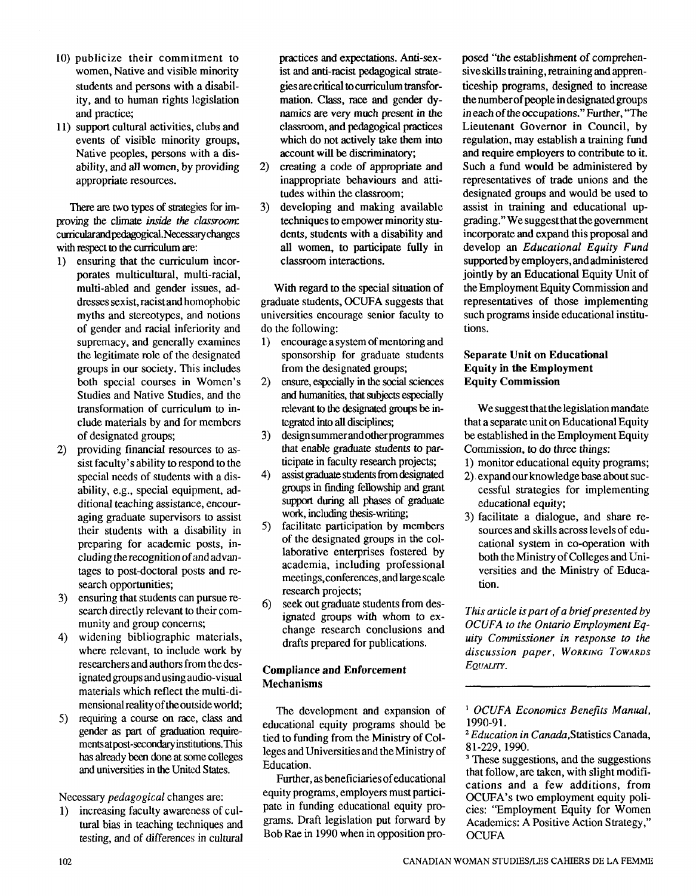10) publicize their commitment to women, Native and visible minority students and persons with a disability, and to human rights legislation and practice;
11) support cultural activities, clubs and events of visible minority groups, Native peoples, persons with a disability, and all women, by providing appropriate resources.

There are two types of strategies for improving the climate *inside the classroom*: curricular and pedagogical. Necessary changes with respect to the curriculum are:

1) ensuring that the curriculum incorporates multicultural, multi-racial, multi-abled and gender issues, addresses sexist, racist and homophobic myths and stereotypes, and notions of gender and racial inferiority and supremacy, and generally examines the legitimate role of the designated groups in our society. This includes both special courses in Women's Studies and Native Studies, and the transformation of curriculum to include materials by and for members of designated groups;
2) providing financial resources to assist faculty's ability to respond to the special needs of students with a disability, e.g., special equipment, additional teaching assistance, encouraging graduate supervisors to assist their students with a disability in preparing for academic posts, including the recognition of and advantages to post-doctoral posts and research opportunities;
3) ensuring that students can pursue research directly relevant to their community and group concerns;
4) widening bibliographic materials, where relevant, to include work by researchers and authors from the designated groups and using audio-visual materials which reflect the multi-dimensional reality of the outside world;
5) requiring a course on race, class and gender as part of graduation requirements at post-secondary institutions. This has already been done at some colleges and universities in the United States.

Necessary *pedagogical* changes are:

1) increasing faculty awareness of cultural bias in teaching techniques and testing, and of differences in cultural practices and expectations. Anti-sexist and anti-racist pedagogical strategies are critical to curriculum transformation. Class, race and gender dynamics are very much present in the classroom, and pedagogical practices which do not actively take them into account will be discriminatory;
2) creating a code of appropriate and inappropriate behaviours and attitudes within the classroom;
3) developing and making available techniques to empower minority students, students with a disability and all women, to participate fully in classroom interactions.

With regard to the special situation of graduate students, OCUFA suggests that universities encourage senior faculty to do the following:

1) encourage a system of mentoring and sponsorship for graduate students from the designated groups;
2) ensure, especially in the social sciences and humanities, that subjects especially relevant to the designated groups be integrated into all disciplines;
3) design summer and other programmes that enable graduate students to participate in faculty research projects;
4) assist graduate students from designated groups in finding fellowship and grant support during all phases of graduate work, including thesis-writing;
5) facilitate participation by members of the designated groups in the collaborative enterprises fostered by academia, including professional meetings, conferences, and large scale research projects;
6) seek out graduate students from designated groups with whom to exchange research conclusions and drafts prepared for publications.

### Compliance and Enforcement Mechanisms

The development and expansion of educational equity programs should be tied to funding from the Ministry of Colleges and Universities and the Ministry of Education.

Further, as beneficiaries of educational equity programs, employers must participate in funding educational equity programs. Draft legislation put forward by Bob Rae in 1990 when in opposition proposed "the establishment of comprehensive skills training, retraining and apprenticeship programs, designed to increase the number of people in designated groups in each of the occupations." Further, "The Lieutenant Governor in Council, by regulation, may establish a training fund and require employers to contribute to it. Such a fund would be administered by representatives of trade unions and the designated groups and would be used to assist in training and educational upgrading." We suggest that the government incorporate and expand this proposal and develop an *Educational Equity Fund* supported by employers, and administered jointly by an Educational Equity Unit of the Employment Equity Commission and representatives of those implementing such programs inside educational institutions.

### Separate Unit on Educational Equity in the Employment Equity Commission

We suggest that the legislation mandate that a separate unit on Educational Equity be established in the Employment Equity Commission, to do three things:

1) monitor educational equity programs;
2) expand our knowledge base about successful strategies for implementing educational equity;
3) facilitate a dialogue, and share resources and skills across levels of educational system in co-operation with both the Ministry of Colleges and Universities and the Ministry of Education.

*This article is part of a brief presented by OCUFA to the Ontario Employment Equity Commissioner in response to the discussion paper, WORKING TOWARDS EQUALITY.*

---

[1] *OCUFA Economics Benefits Manual*, 1990-91.

[2] *Education in Canada*, Statistics Canada, 81-229, 1990.

[3] These suggestions, and the suggestions that follow, are taken, with slight modifications and a few additions, from OCUFA's two employment equity policies: "Employment Equity for Women Academics: A Positive Action Strategy," OCUFA